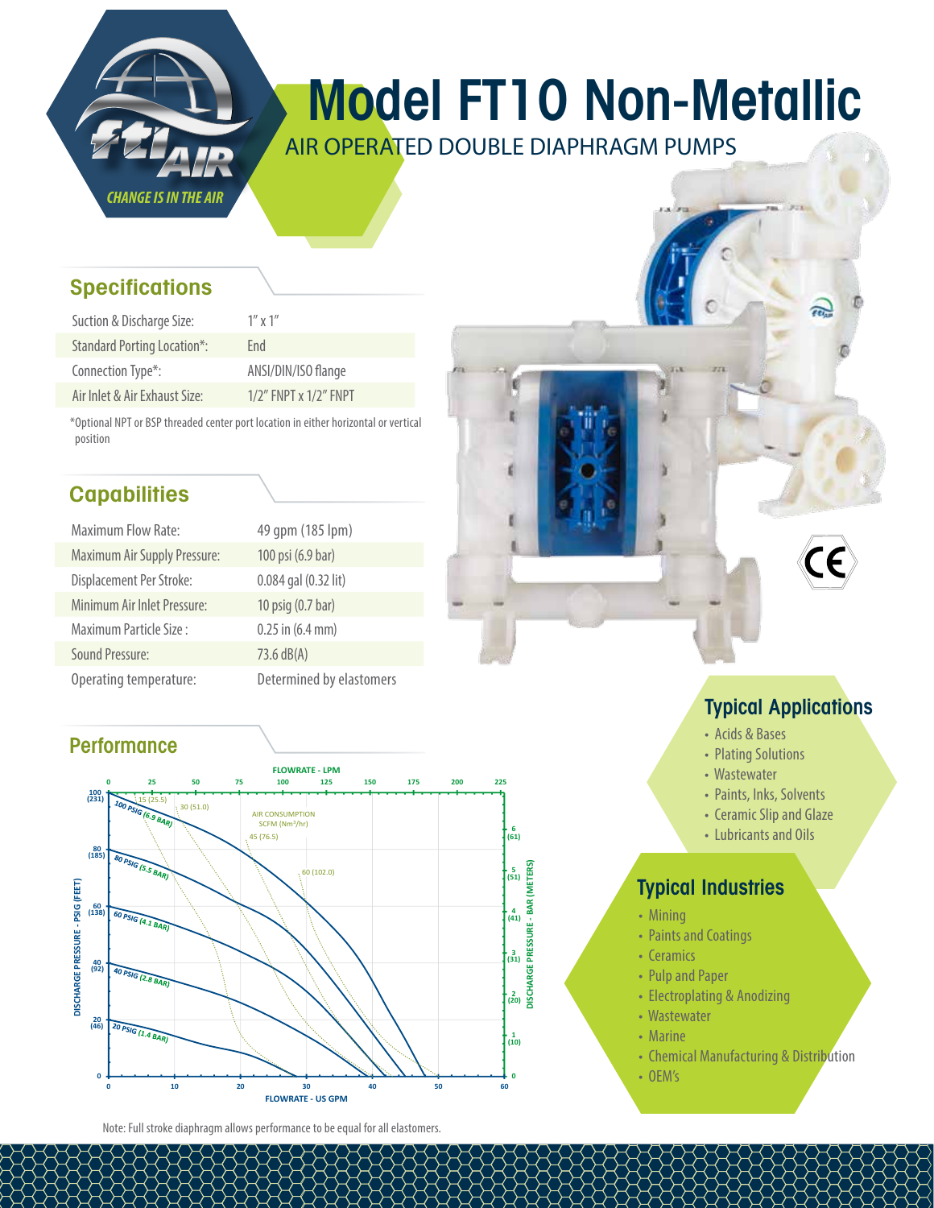# Model FT10 Non-Metallic

AIR OPERATED DOUBLE DIAPHRAGM PUMPS

ftiAIR — CHANGE IS IN THE AIR

## Specifications

| | |
|---|---|
| Suction & Discharge Size: | 1" x 1" |
| Standard Porting Location*: | End |
| Connection Type*: | ANSI/DIN/ISO flange |
| Air Inlet & Air Exhaust Size: | 1/2" FNPT x 1/2" FNPT |

*Optional NPT or BSP threaded center port location in either horizontal or vertical position

## Capabilities

| | |
|---|---|
| Maximum Flow Rate: | 49 gpm (185 lpm) |
| Maximum Air Supply Pressure: | 100 psi (6.9 bar) |
| Displacement Per Stroke: | 0.084 gal (0.32 lit) |
| Minimum Air Inlet Pressure: | 10 psig (0.7 bar) |
| Maximum Particle Size : | 0.25 in (6.4 mm) |
| Sound Pressure: | 73.6 dB(A) |
| Operating temperature: | Determined by elastomers |

## Performance

FLOWRATE - LPM: 0, 25, 50, 75, 100, 125, 150, 175, 200, 225

FLOWRATE - US GPM: 0, 10, 20, 30, 40, 50, 60

DISCHARGE PRESSURE - PSIG (FEET): 0, 20 (46), 40 (92), 60 (138), 80 (185), 100 (231)

DISCHARGE PRESSURE - BAR (METERS): 0, 1 (10), 2 (20), 3 (31), 4 (41), 5 (51), 6 (61)

Curves: 100 PSIG (6.9 BAR), 80 PSIG (5.5 BAR), 60 PSIG (4.1 BAR), 40 PSIG (2.8 BAR), 20 PSIG (1.4 BAR)

AIR CONSUMPTION SCFM (Nm³/hr): 15 (25.5), 30 (51.0), 45 (76.5), 60 (102.0)

Note: Full stroke diaphragm allows performance to be equal for all elastomers.

## Typical Applications

- Acids & Bases
- Plating Solutions
- Wastewater
- Paints, Inks, Solvents
- Ceramic Slip and Glaze
- Lubricants and Oils

## Typical Industries

- Mining
- Paints and Coatings
- Ceramics
- Pulp and Paper
- Electroplating & Anodizing
- Wastewater
- Marine
- Chemical Manufacturing & Distribution
- OEM's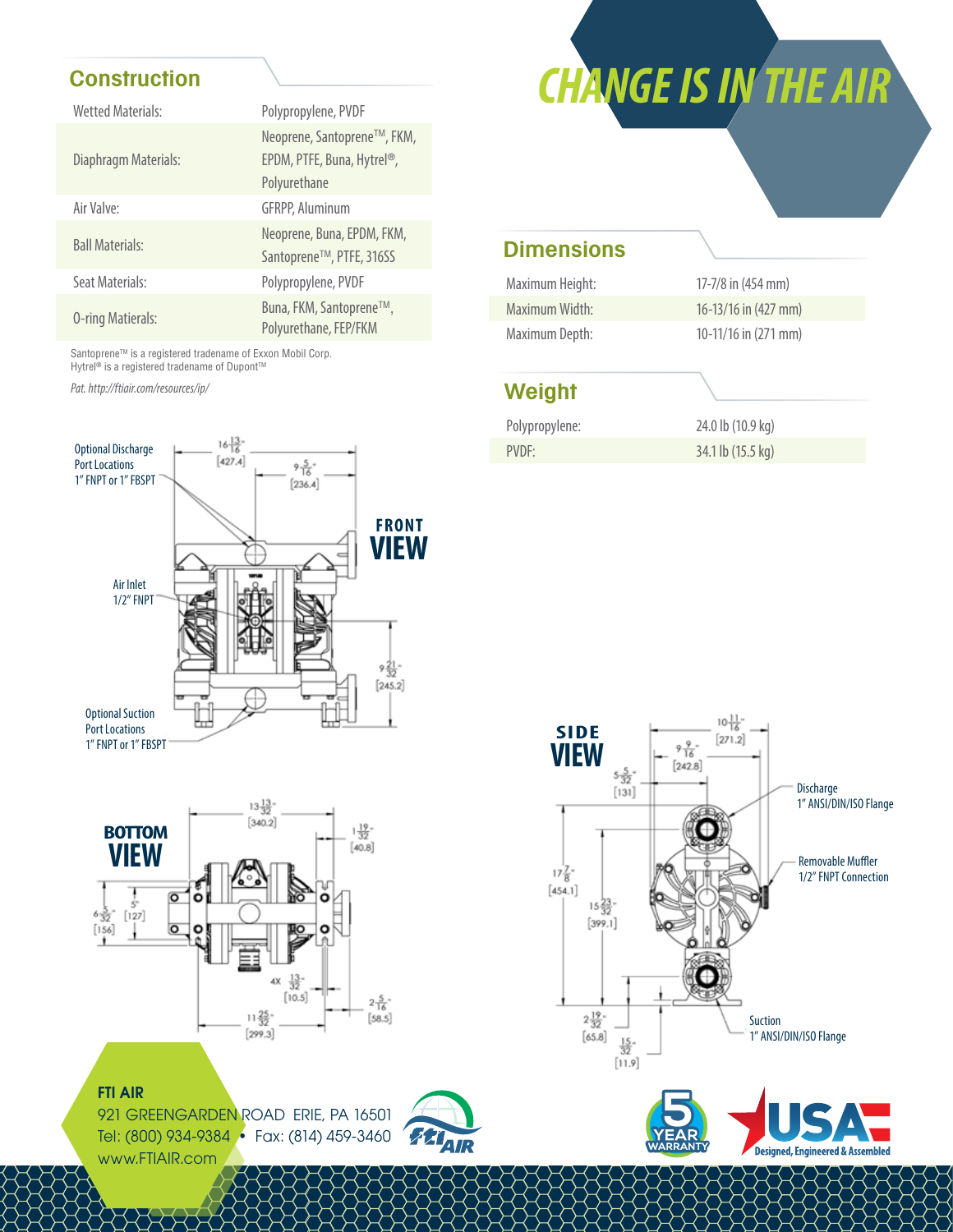# CHANGE IS IN THE AIR

## Construction

| | |
|---|---|
| Wetted Materials: | Polypropylene, PVDF |
| Diaphragm Materials: | Neoprene, Santoprene™, FKM, EPDM, PTFE, Buna, Hytrel®, Polyurethane |
| Air Valve: | GFRPP, Aluminum |
| Ball Materials: | Neoprene, Buna, EPDM, FKM, Santoprene™, PTFE, 316SS |
| Seat Materials: | Polypropylene, PVDF |
| O-ring Matierals: | Buna, FKM, Santoprene™, Polyurethane, FEP/FKM |

Santoprene™ is a registered tradename of Exxon Mobil Corp.
Hytrel® is a registered tradename of Dupont™

*Pat. http://ftiair.com/resources/ip/*

## Dimensions

| | |
|---|---|
| Maximum Height: | 17-7/8 in (454 mm) |
| Maximum Width: | 16-13/16 in (427 mm) |
| Maximum Depth: | 10-11/16 in (271 mm) |

## Weight

| | |
|---|---|
| Polypropylene: | 24.0 lb (10.9 kg) |
| PVDF: | 34.1 lb (15.5 kg) |

**FRONT VIEW**

Optional Discharge Port Locations 1" FNPT or 1" FBSPT

Air Inlet 1/2" FNPT

Optional Suction Port Locations 1" FNPT or 1" FBSPT

16-13/16 [427.4]

9-5/16 [236.4]

9-21/32 [245.2]

**BOTTOM VIEW**

13-13/32 [340.2]

1-19/32 [40.8]

6-5/32 [156]

5 [127]

4X 13/32 [10.5]

11-25/32 [299.3]

2-5/16 [58.5]

**SIDE VIEW**

10-11/16 [271.2]

9-9/16 [242.8]

5-5/32 [131]

17-7/8 [454.1]

15-23/32 [399.1]

2-19/32 [65.8]

15/32 [11.9]

Discharge 1" ANSI/DIN/ISO Flange

Removable Muffler 1/2" FNPT Connection

Suction 1" ANSI/DIN/ISO Flange

**FTI AIR**
921 GREENGARDEN ROAD ERIE, PA 16501
Tel: (800) 934-9384 • Fax: (814) 459-3460
www.FTIAIR.com

5 YEAR WARRANTY

USA Designed, Engineered & Assembled